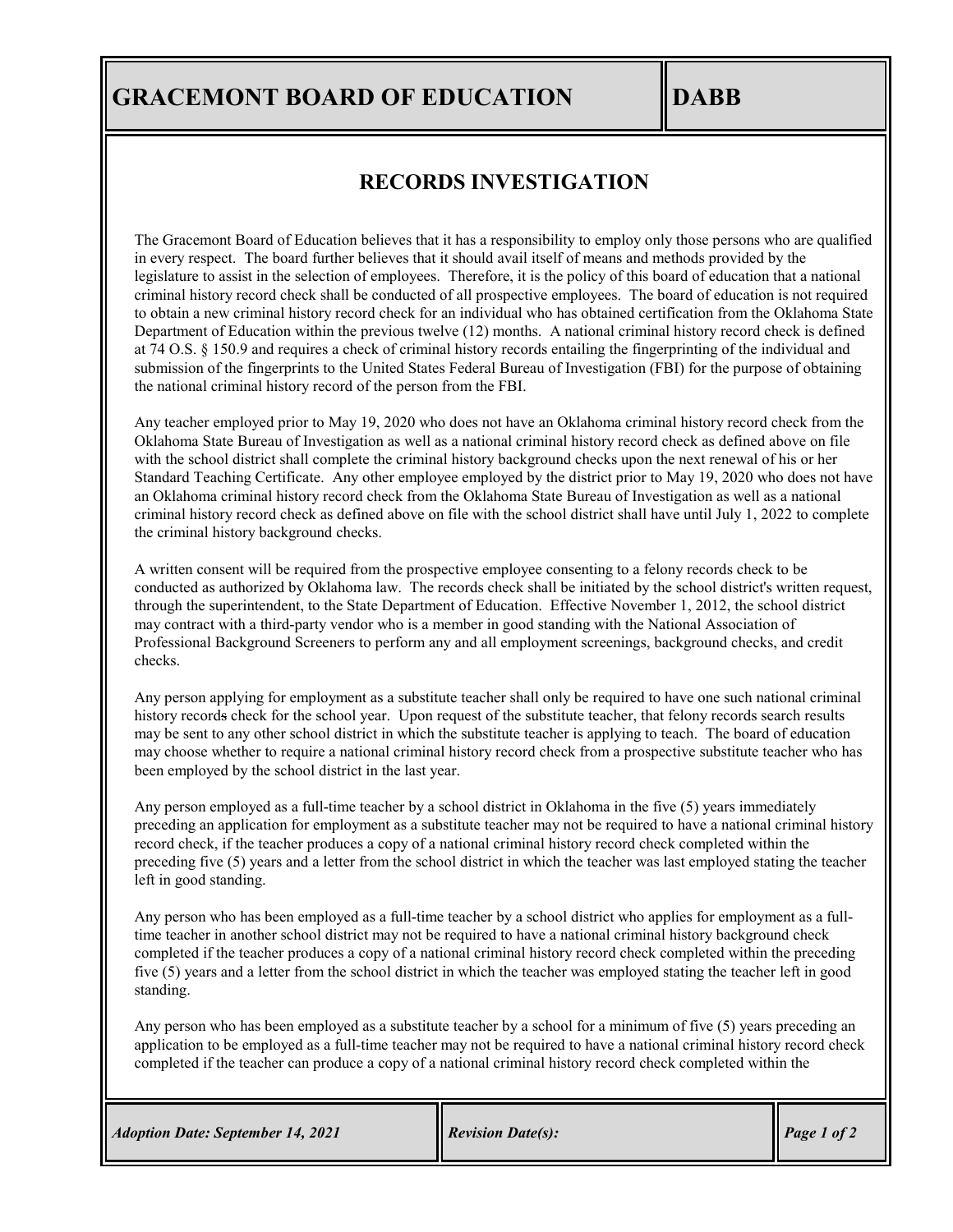# GRACEMONT BOARD OF EDUCATION

# DABB

## RECORDS INVESTIGATION

The Gracemont Board of Education believes that it has a responsibility to employ only those persons who are qualified in every respect. The board further believes that it should avail itself of means and methods provided by the legislature to assist in the selection of employees. Therefore, it is the policy of this board of education that a national criminal history record check shall be conducted of all prospective employees. The board of education is not required to obtain a new criminal history record check for an individual who has obtained certification from the Oklahoma State Department of Education within the previous twelve (12) months. A national criminal history record check is defined at 74 O.S. § 150.9 and requires a check of criminal history records entailing the fingerprinting of the individual and submission of the fingerprints to the United States Federal Bureau of Investigation (FBI) for the purpose of obtaining the national criminal history record of the person from the FBI.

Any teacher employed prior to May 19, 2020 who does not have an Oklahoma criminal history record check from the Oklahoma State Bureau of Investigation as well as a national criminal history record check as defined above on file with the school district shall complete the criminal history background checks upon the next renewal of his or her Standard Teaching Certificate. Any other employee employed by the district prior to May 19, 2020 who does not have an Oklahoma criminal history record check from the Oklahoma State Bureau of Investigation as well as a national criminal history record check as defined above on file with the school district shall have until July 1, 2022 to complete the criminal history background checks.

A written consent will be required from the prospective employee consenting to a felony records check to be conducted as authorized by Oklahoma law. The records check shall be initiated by the school district's written request, through the superintendent, to the State Department of Education. Effective November 1, 2012, the school district may contract with a third-party vendor who is a member in good standing with the National Association of Professional Background Screeners to perform any and all employment screenings, background checks, and credit checks.

Any person applying for employment as a substitute teacher shall only be required to have one such national criminal history records check for the school year. Upon request of the substitute teacher, that felony records search results may be sent to any other school district in which the substitute teacher is applying to teach. The board of education may choose whether to require a national criminal history record check from a prospective substitute teacher who has been employed by the school district in the last year.

Any person employed as a full-time teacher by a school district in Oklahoma in the five (5) years immediately preceding an application for employment as a substitute teacher may not be required to have a national criminal history record check, if the teacher produces a copy of a national criminal history record check completed within the preceding five (5) years and a letter from the school district in which the teacher was last employed stating the teacher left in good standing.

Any person who has been employed as a full-time teacher by a school district who applies for employment as a full-time teacher in another school district may not be required to have a national criminal history background check completed if the teacher produces a copy of a national criminal history record check completed within the preceding five (5) years and a letter from the school district in which the teacher was employed stating the teacher left in good standing.

Any person who has been employed as a substitute teacher by a school for a minimum of five (5) years preceding an application to be employed as a full-time teacher may not be required to have a national criminal history record check completed if the teacher can produce a copy of a national criminal history record check completed within the

*Adoption Date: September 14, 2021* | *Revision Date(s):*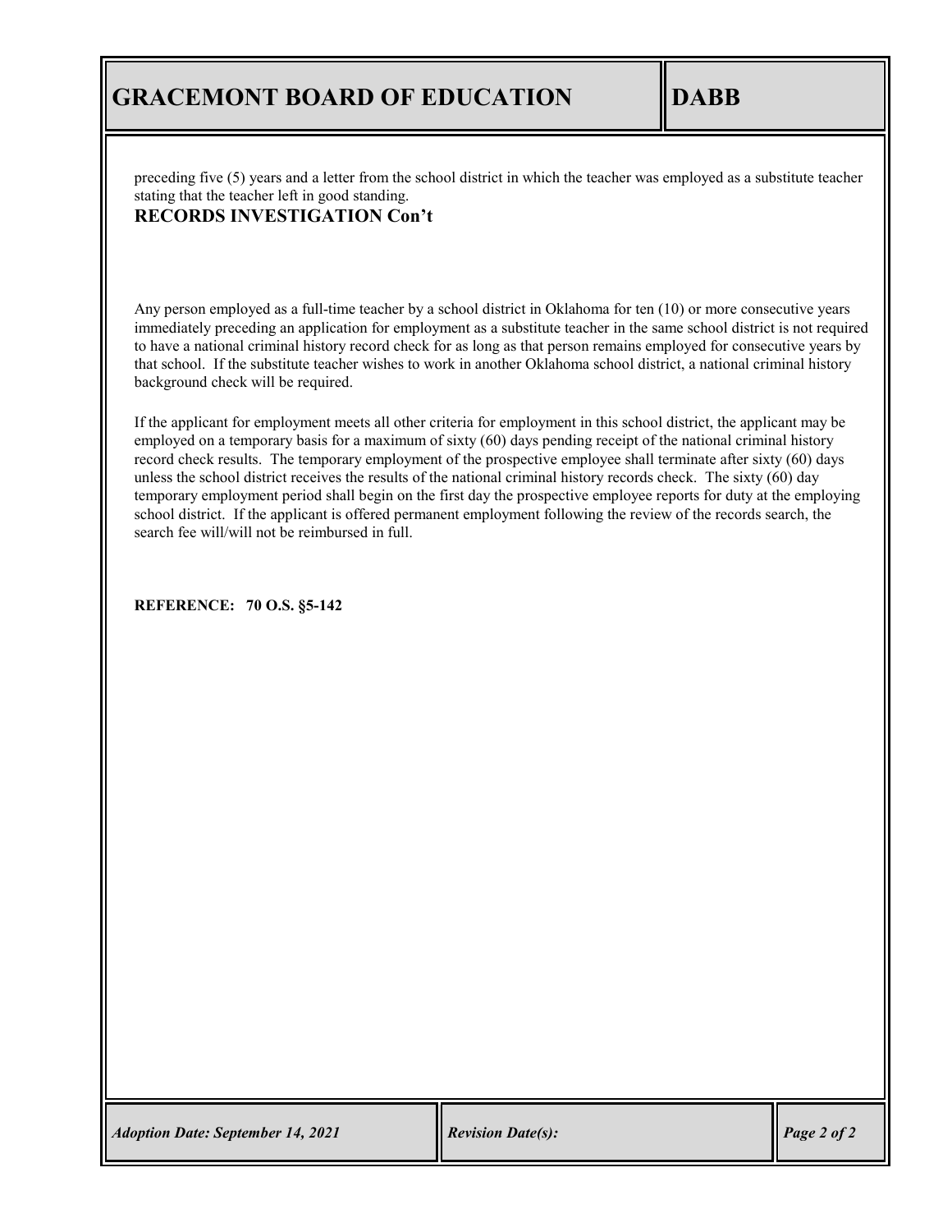preceding five (5) years and a letter from the school district in which the teacher was employed as a substitute teacher stating that the teacher left in good standing.

## RECORDS INVESTIGATION Con't

Any person employed as a full-time teacher by a school district in Oklahoma for ten (10) or more consecutive years immediately preceding an application for employment as a substitute teacher in the same school district is not required to have a national criminal history record check for as long as that person remains employed for consecutive years by that school. If the substitute teacher wishes to work in another Oklahoma school district, a national criminal history background check will be required.

If the applicant for employment meets all other criteria for employment in this school district, the applicant may be employed on a temporary basis for a maximum of sixty (60) days pending receipt of the national criminal history record check results. The temporary employment of the prospective employee shall terminate after sixty (60) days unless the school district receives the results of the national criminal history records check. The sixty (60) day temporary employment period shall begin on the first day the prospective employee reports for duty at the employing school district. If the applicant is offered permanent employment following the review of the records search, the search fee will/will not be reimbursed in full.

**REFERENCE: 70 O.S. §5-142**

*Adoption Date: September 14, 2021* | *Revision Date(s):*